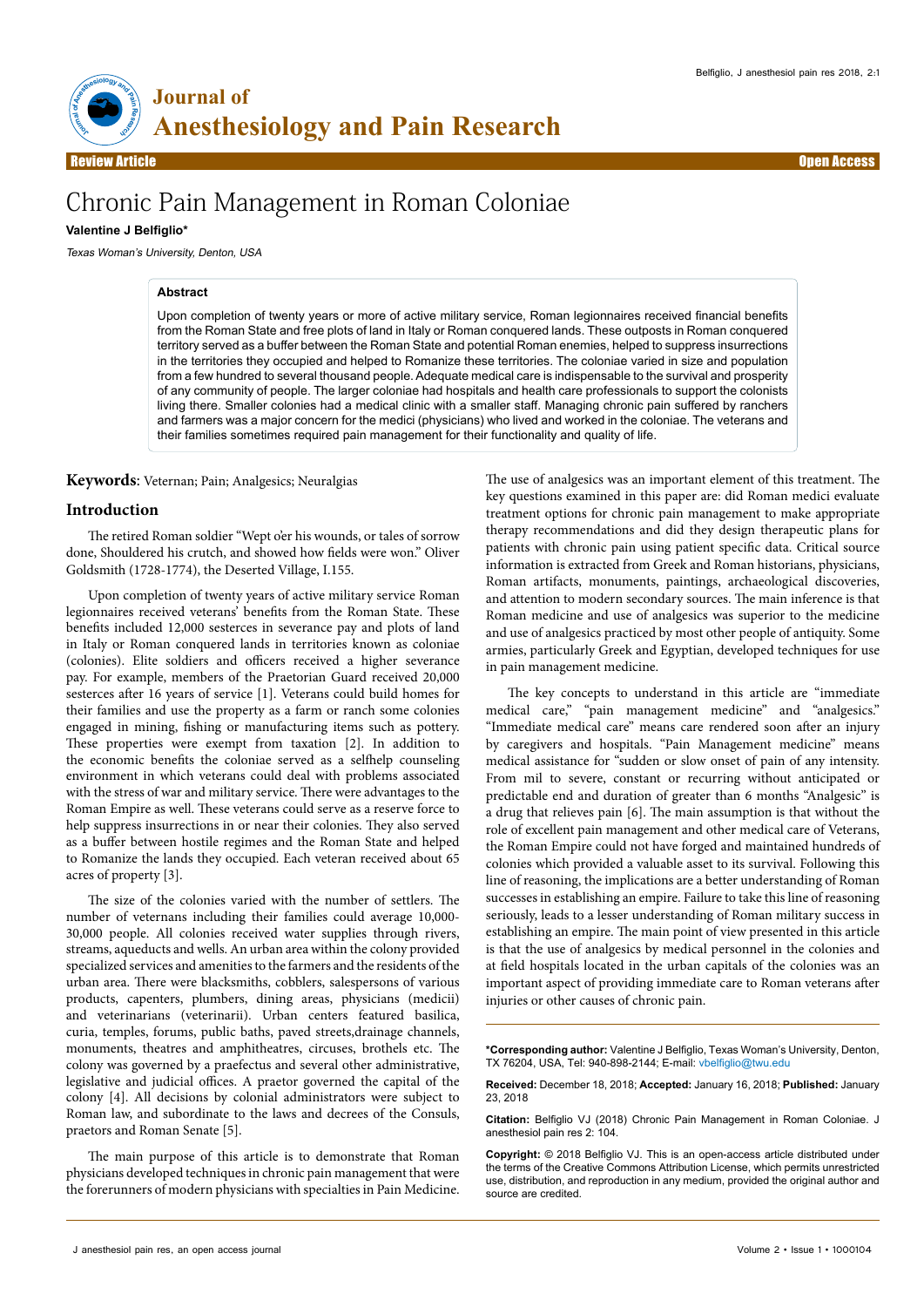Review Article

Open Access

# Chronic Pain Management in Roman Coloniae

**Valentine J Belfiglio***

*Texas Woman's University, Denton, USA*

## Abstract

Upon completion of twenty years or more of active military service, Roman legionnaires received financial benefits from the Roman State and free plots of land in Italy or Roman conquered lands. These outposts in Roman conquered territory served as a buffer between the Roman State and potential Roman enemies, helped to suppress insurrections in the territories they occupied and helped to Romanize these territories. The coloniae varied in size and population from a few hundred to several thousand people. Adequate medical care is indispensable to the survival and prosperity of any community of people. The larger coloniae had hospitals and health care professionals to support the colonists living there. Smaller colonies had a medical clinic with a smaller staff. Managing chronic pain suffered by ranchers and farmers was a major concern for the medici (physicians) who lived and worked in the coloniae. The veterans and their families sometimes required pain management for their functionality and quality of life.

**Keywords**: Veternan; Pain; Analgesics; Neuralgias

## Introduction

The retired Roman soldier "Wept o'er his wounds, or tales of sorrow done, Shouldered his crutch, and showed how fields were won." Oliver Goldsmith (1728-1774), the Deserted Village, I.155.

Upon completion of twenty years of active military service Roman legionnaires received veterans' benefits from the Roman State. These benefits included 12,000 sesterces in severance pay and plots of land in Italy or Roman conquered lands in territories known as coloniae (colonies). Elite soldiers and officers received a higher severance pay. For example, members of the Praetorian Guard received 20,000 sesterces after 16 years of service [1]. Veterans could build homes for their families and use the property as a farm or ranch some colonies engaged in mining, fishing or manufacturing items such as pottery. These properties were exempt from taxation [2]. In addition to the economic benefits the coloniae served as a selfhelp counseling environment in which veterans could deal with problems associated with the stress of war and military service. There were advantages to the Roman Empire as well. These veterans could serve as a reserve force to help suppress insurrections in or near their colonies. They also served as a buffer between hostile regimes and the Roman State and helped to Romanize the lands they occupied. Each veteran received about 65 acres of property [3].

The size of the colonies varied with the number of settlers. The number of veternans including their families could average 10,000-30,000 people. All colonies received water supplies through rivers, streams, aqueducts and wells. An urban area within the colony provided specialized services and amenities to the farmers and the residents of the urban area. There were blacksmiths, cobblers, salespersons of various products, capenters, plumbers, dining areas, physicians (medicii) and veterinarians (veterinarii). Urban centers featured basilica, curia, temples, forums, public baths, paved streets,drainage channels, monuments, theatres and amphitheatres, circuses, brothels etc. The colony was governed by a praefectus and several other administrative, legislative and judicial offices. A praetor governed the capital of the colony [4]. All decisions by colonial administrators were subject to Roman law, and subordinate to the laws and decrees of the Consuls, praetors and Roman Senate [5].

The main purpose of this article is to demonstrate that Roman physicians developed techniques in chronic pain management that were the forerunners of modern physicians with specialties in Pain Medicine. The use of analgesics was an important element of this treatment. The key questions examined in this paper are: did Roman medici evaluate treatment options for chronic pain management to make appropriate therapy recommendations and did they design therapeutic plans for patients with chronic pain using patient specific data. Critical source information is extracted from Greek and Roman historians, physicians, Roman artifacts, monuments, paintings, archaeological discoveries, and attention to modern secondary sources. The main inference is that Roman medicine and use of analgesics was superior to the medicine and use of analgesics practiced by most other people of antiquity. Some armies, particularly Greek and Egyptian, developed techniques for use in pain management medicine.

The key concepts to understand in this article are "immediate medical care," "pain management medicine" and "analgesics." "Immediate medical care" means care rendered soon after an injury by caregivers and hospitals. "Pain Management medicine" means medical assistance for "sudden or slow onset of pain of any intensity. From mil to severe, constant or recurring without anticipated or predictable end and duration of greater than 6 months "Analgesic" is a drug that relieves pain [6]. The main assumption is that without the role of excellent pain management and other medical care of Veterans, the Roman Empire could not have forged and maintained hundreds of colonies which provided a valuable asset to its survival. Following this line of reasoning, the implications are a better understanding of Roman successes in establishing an empire. Failure to take this line of reasoning seriously, leads to a lesser understanding of Roman military success in establishing an empire. The main point of view presented in this article is that the use of analgesics by medical personnel in the colonies and at field hospitals located in the urban capitals of the colonies was an important aspect of providing immediate care to Roman veterans after injuries or other causes of chronic pain.

---

***Corresponding author:** Valentine J Belfiglio, Texas Woman's University, Denton, TX 76204, USA, Tel: 940-898-2144; E-mail: vbelfiglio@twu.edu

**Received:** December 18, 2018; **Accepted:** January 16, 2018; **Published:** January 23, 2018

**Citation:** Belfiglio VJ (2018) Chronic Pain Management in Roman Coloniae. J anesthesiol pain res 2: 104.

**Copyright:** © 2018 Belfiglio VJ. This is an open-access article distributed under the terms of the Creative Commons Attribution License, which permits unrestricted use, distribution, and reproduction in any medium, provided the original author and source are credited.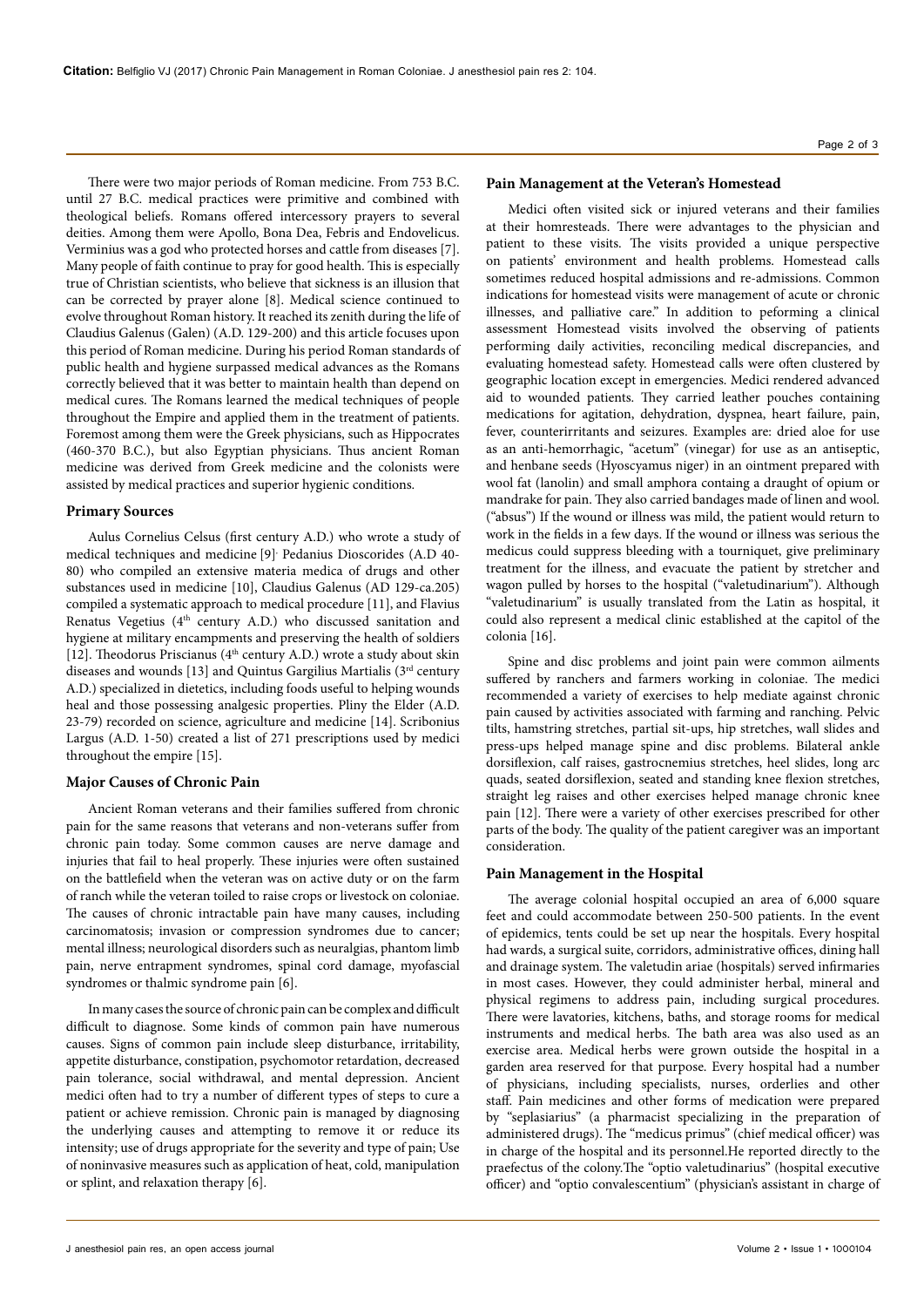There were two major periods of Roman medicine. From 753 B.C. until 27 B.C. medical practices were primitive and combined with theological beliefs. Romans offered intercessory prayers to several deities. Among them were Apollo, Bona Dea, Febris and Endovelicus. Verminius was a god who protected horses and cattle from diseases [7]. Many people of faith continue to pray for good health. This is especially true of Christian scientists, who believe that sickness is an illusion that can be corrected by prayer alone [8]. Medical science continued to evolve throughout Roman history. It reached its zenith during the life of Claudius Galenus (Galen) (A.D. 129-200) and this article focuses upon this period of Roman medicine. During his period Roman standards of public health and hygiene surpassed medical advances as the Romans correctly believed that it was better to maintain health than depend on medical cures. The Romans learned the medical techniques of people throughout the Empire and applied them in the treatment of patients. Foremost among them were the Greek physicians, such as Hippocrates (460-370 B.C.), but also Egyptian physicians. Thus ancient Roman medicine was derived from Greek medicine and the colonists were assisted by medical practices and superior hygienic conditions.

### Primary Sources

Aulus Cornelius Celsus (first century A.D.) who wrote a study of medical techniques and medicine [9]. Pedanius Dioscorides (A.D 40-80) who compiled an extensive materia medica of drugs and other substances used in medicine [10], Claudius Galenus (AD 129-ca.205) compiled a systematic approach to medical procedure [11], and Flavius Renatus Vegetius (4th century A.D.) who discussed sanitation and hygiene at military encampments and preserving the health of soldiers [12]. Theodorus Priscianus (4th century A.D.) wrote a study about skin diseases and wounds [13] and Quintus Gargilius Martialis (3rd century A.D.) specialized in dietetics, including foods useful to helping wounds heal and those possessing analgesic properties. Pliny the Elder (A.D. 23-79) recorded on science, agriculture and medicine [14]. Scribonius Largus (A.D. 1-50) created a list of 271 prescriptions used by medici throughout the empire [15].

### Major Causes of Chronic Pain

Ancient Roman veterans and their families suffered from chronic pain for the same reasons that veterans and non-veterans suffer from chronic pain today. Some common causes are nerve damage and injuries that fail to heal properly. These injuries were often sustained on the battlefield when the veteran was on active duty or on the farm of ranch while the veteran toiled to raise crops or livestock on coloniae. The causes of chronic intractable pain have many causes, including carcinomatosis; invasion or compression syndromes due to cancer; mental illness; neurological disorders such as neuralgias, phantom limb pain, nerve entrapment syndromes, spinal cord damage, myofascial syndromes or thalmic syndrome pain [6].

In many cases the source of chronic pain can be complex and difficult difficult to diagnose. Some kinds of common pain have numerous causes. Signs of common pain include sleep disturbance, irritability, appetite disturbance, constipation, psychomotor retardation, decreased pain tolerance, social withdrawal, and mental depression. Ancient medici often had to try a number of different types of steps to cure a patient or achieve remission. Chronic pain is managed by diagnosing the underlying causes and attempting to remove it or reduce its intensity; use of drugs appropriate for the severity and type of pain; Use of noninvasive measures such as application of heat, cold, manipulation or splint, and relaxation therapy [6].

### Pain Management at the Veteran's Homestead

Medici often visited sick or injured veterans and their families at their homresteads. There were advantages to the physician and patient to these visits. The visits provided a unique perspective on patients' environment and health problems. Homestead calls sometimes reduced hospital admissions and re-admissions. Common indications for homestead visits were management of acute or chronic illnesses, and palliative care." In addition to peforming a clinical assessment Homestead visits involved the observing of patients performing daily activities, reconciling medical discrepancies, and evaluating homestead safety. Homestead calls were often clustered by geographic location except in emergencies. Medici rendered advanced aid to wounded patients. They carried leather pouches containing medications for agitation, dehydration, dyspnea, heart failure, pain, fever, counterirritants and seizures. Examples are: dried aloe for use as an anti-hemorrhagic, "acetum" (vinegar) for use as an antiseptic, and henbane seeds (Hyoscyamus niger) in an ointment prepared with wool fat (lanolin) and small amphora containg a draught of opium or mandrake for pain. They also carried bandages made of linen and wool. ("absus") If the wound or illness was mild, the patient would return to work in the fields in a few days. If the wound or illness was serious the medicus could suppress bleeding with a tourniquet, give preliminary treatment for the illness, and evacuate the patient by stretcher and wagon pulled by horses to the hospital ("valetudinarium"). Although "valetudinarium" is usually translated from the Latin as hospital, it could also represent a medical clinic established at the capitol of the colonia [16].

Spine and disc problems and joint pain were common ailments suffered by ranchers and farmers working in coloniae. The medici recommended a variety of exercises to help mediate against chronic pain caused by activities associated with farming and ranching. Pelvic tilts, hamstring stretches, partial sit-ups, hip stretches, wall slides and press-ups helped manage spine and disc problems. Bilateral ankle dorsiflexion, calf raises, gastrocnemius stretches, heel slides, long arc quads, seated dorsiflexion, seated and standing knee flexion stretches, straight leg raises and other exercises helped manage chronic knee pain [12]. There were a variety of other exercises prescribed for other parts of the body. The quality of the patient caregiver was an important consideration.

### Pain Management in the Hospital

The average colonial hospital occupied an area of 6,000 square feet and could accommodate between 250-500 patients. In the event of epidemics, tents could be set up near the hospitals. Every hospital had wards, a surgical suite, corridors, administrative offices, dining hall and drainage system. The valetudin ariae (hospitals) served infirmaries in most cases. However, they could administer herbal, mineral and physical regimens to address pain, including surgical procedures. There were lavatories, kitchens, baths, and storage rooms for medical instruments and medical herbs. The bath area was also used as an exercise area. Medical herbs were grown outside the hospital in a garden area reserved for that purpose. Every hospital had a number of physicians, including specialists, nurses, orderlies and other staff. Pain medicines and other forms of medication were prepared by "seplasiarius" (a pharmacist specializing in the preparation of administered drugs). The "medicus primus" (chief medical officer) was in charge of the hospital and its personnel.He reported directly to the praefectus of the colony.The "optio valetudinarius" (hospital executive officer) and "optio convalescentium" (physician's assistant in charge of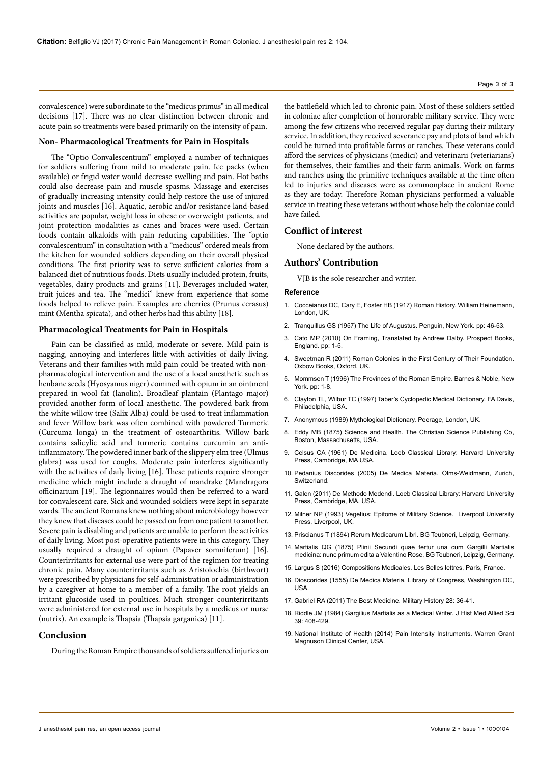convalescence) were subordinate to the "medicus primus" in all medical decisions [17]. There was no clear distinction between chronic and acute pain so treatments were based primarily on the intensity of pain.

### Non- Pharmacological Treatments for Pain in Hospitals

The "Optio Convalescentium" employed a number of techniques for soldiers suffering from mild to moderate pain. Ice packs (when available) or frigid water would decrease swelling and pain. Hot baths could also decrease pain and muscle spasms. Massage and exercises of gradually increasing intensity could help restore the use of injured joints and muscles [16]. Aquatic, aerobic and/or resistance land-based activities are popular, weight loss in obese or overweight patients, and joint protection modalities as canes and braces were used. Certain foods contain alkaloids with pain reducing capabilities. The "optio convalescentium" in consultation with a "medicus" ordered meals from the kitchen for wounded soldiers depending on their overall physical conditions. The first priority was to serve sufficient calories from a balanced diet of nutritious foods. Diets usually included protein, fruits, vegetables, dairy products and grains [11]. Beverages included water, fruit juices and tea. The "medici" knew from experience that some foods helped to relieve pain. Examples are cherries (Prunus cerasus) mint (Mentha spicata), and other herbs had this ability [18].

### Pharmacological Treatments for Pain in Hospitals

Pain can be classified as mild, moderate or severe. Mild pain is nagging, annoying and interferes little with activities of daily living. Veterans and their families with mild pain could be treated with non-pharmacological intervention and the use of a local anesthetic such as henbane seeds (Hyosyamus niger) comined with opium in an ointment prepared in wool fat (lanolin). Broadleaf plantain (Plantago major) provided another form of local anesthetic. The powdered bark from the white willow tree (Salix Alba) could be used to treat inflammation and fever Willow bark was often combined with powdered Turmeric (Curcuma longa) in the treatment of osteoarthritis. Willow bark contains salicylic acid and turmeric contains curcumin an anti-inflammatory. The powdered inner bark of the slippery elm tree (Ulmus glabra) was used for coughs. Moderate pain interferes significantly with the activities of daily living [16]. These patients require stronger medicine which might include a draught of mandrake (Mandragora officinarium [19]. The legionnaires would then be referred to a ward for convalescent care. Sick and wounded soldiers were kept in separate wards. The ancient Romans knew nothing about microbiology however they knew that diseases could be passed on from one patient to another. Severe pain is disabling and patients are unable to perform the activities of daily living. Most post-operative patients were in this category. They usually required a draught of opium (Papaver somniferum) [16]. Counterirritants for external use were part of the regimen for treating chronic pain. Many counterirritants such as Aristolochia (birthwort) were prescribed by physicians for self-administration or administration by a caregiver at home to a member of a family. The root yields an irritant glucoside used in poultices. Much stronger counterirritants were administered for external use in hospitals by a medicus or nurse (nutrix). An example is Thapsia (Thapsia garganica) [11].

## Conclusion

During the Roman Empire thousands of soldiers suffered injuries on the battlefield which led to chronic pain. Most of these soldiers settled in coloniae after completion of honrorable military service. They were among the few citizens who received regular pay during their military service. In addition, they received severance pay and plots of land which could be turned into profitable farms or ranches. These veterans could afford the services of physicians (medici) and veterinarii (veteriarians) for themselves, their families and their farm animals. Work on farms and ranches using the primitive techniques available at the time often led to injuries and diseases were as commonplace in ancient Rome as they are today. Therefore Roman physicians performed a valuable service in treating these veterans without whose help the coloniae could have failed.

## Conflict of interest

None declared by the authors.

## Authors' Contribution

VJB is the sole researcher and writer.

### Reference

1. Cocceianus DC, Cary E, Foster HB (1917) Roman History. William Heinemann, London, UK.
2. Tranquillus GS (1957) The Life of Augustus. Penguin, New York. pp: 46-53.
3. Cato MP (2010) On Framing, Translated by Andrew Dalby. Prospect Books, England. pp: 1-5.
4. Sweetman R (2011) Roman Colonies in the First Century of Their Foundation. Oxbow Books, Oxford, UK.
5. Mommsen T (1996) The Provinces of the Roman Empire. Barnes & Noble, New York. pp: 1-8.
6. Clayton TL, Wilbur TC (1997) Taber's Cyclopedic Medical Dictionary. FA Davis, Philadelphia, USA.
7. Anonymous (1989) Mythological Dictionary. Peerage, London, UK.
8. Eddy MB (1875) Science and Health. The Christian Science Publishing Co, Boston, Massachusetts, USA.
9. Celsus CA (1961) De Medicina. Loeb Classical Library: Harvard University Press, Cambridge, MA USA.
10. Pedanius Discorides (2005) De Medica Materia. Olms-Weidmann, Zurich, Switzerland.
11. Galen (2011) De Methodo Medendi. Loeb Classical Library: Harvard University Press, Cambridge, MA, USA.
12. Milner NP (1993) Vegetius: Epitome of Military Science. Liverpool University Press, Liverpool, UK.
13. Priscianus T (1894) Rerum Medicarum Libri. BG Teubneri, Leipzig, Germany.
14. Martialis QG (1875) Plinii Secundi quae fertur una cum Gargilli Martialis medicina: nunc primum edita a Valentino Rose, BG Teubneri, Leipzig, Germany.
15. Largus S (2016) Compositions Medicales. Les Belles lettres, Paris, France.
16. Dioscorides (1555) De Medica Materia. Library of Congress, Washington DC, USA.
17. Gabriel RA (2011) The Best Medicine. Military History 28: 36-41.
18. Riddle JM (1984) Gargilius Martialis as a Medical Writer. J Hist Med Allied Sci 39: 408-429.
19. National Institute of Health (2014) Pain Intensity Instruments. Warren Grant Magnuson Clinical Center, USA.